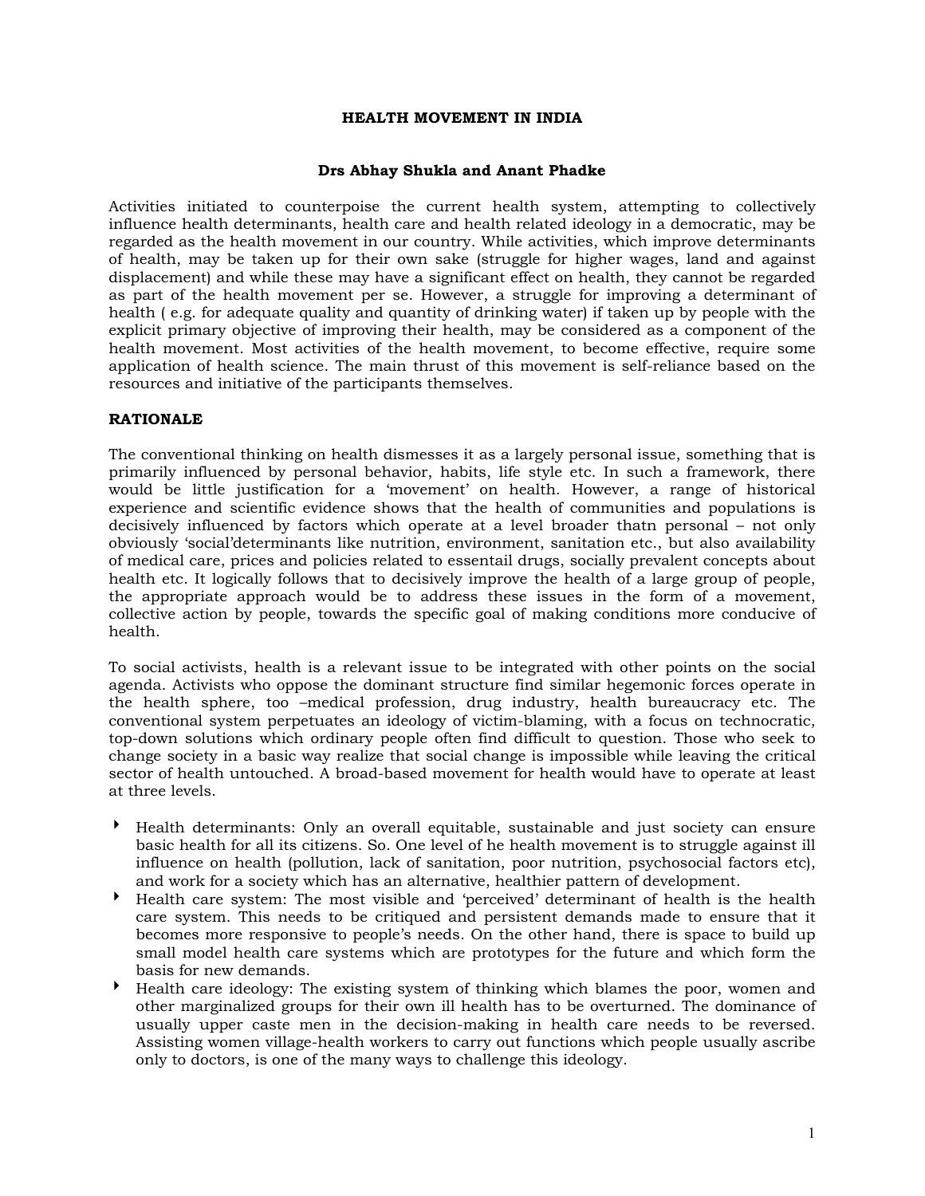# HEALTH MOVEMENT IN INDIA

**Drs Abhay Shukla and Anant Phadke**

Activities initiated to counterpoise the current health system, attempting to collectively influence health determinants, health care and health related ideology in a democratic, may be regarded as the health movement in our country. While activities, which improve determinants of health, may be taken up for their own sake (struggle for higher wages, land and against displacement) and while these may have a significant effect on health, they cannot be regarded as part of the health movement per se. However, a struggle for improving a determinant of health ( e.g. for adequate quality and quantity of drinking water) if taken up by people with the explicit primary objective of improving their health, may be considered as a component of the health movement. Most activities of the health movement, to become effective, require some application of health science. The main thrust of this movement is self-reliance based on the resources and initiative of the participants themselves.

## RATIONALE

The conventional thinking on health dismesses it as a largely personal issue, something that is primarily influenced by personal behavior, habits, life style etc. In such a framework, there would be little justification for a 'movement' on health. However, a range of historical experience and scientific evidence shows that the health of communities and populations is decisively influenced by factors which operate at a level broader thatn personal – not only obviously 'social'determinants like nutrition, environment, sanitation etc., but also availability of medical care, prices and policies related to essentail drugs, socially prevalent concepts about health etc. It logically follows that to decisively improve the health of a large group of people, the appropriate approach would be to address these issues in the form of a movement, collective action by people, towards the specific goal of making conditions more conducive of health.

To social activists, health is a relevant issue to be integrated with other points on the social agenda. Activists who oppose the dominant structure find similar hegemonic forces operate in the health sphere, too –medical profession, drug industry, health bureaucracy etc. The conventional system perpetuates an ideology of victim-blaming, with a focus on technocratic, top-down solutions which ordinary people often find difficult to question. Those who seek to change society in a basic way realize that social change is impossible while leaving the critical sector of health untouched. A broad-based movement for health would have to operate at least at three levels.

- Health determinants: Only an overall equitable, sustainable and just society can ensure basic health for all its citizens. So. One level of he health movement is to struggle against ill influence on health (pollution, lack of sanitation, poor nutrition, psychosocial factors etc), and work for a society which has an alternative, healthier pattern of development.
- Health care system: The most visible and 'perceived' determinant of health is the health care system. This needs to be critiqued and persistent demands made to ensure that it becomes more responsive to people's needs. On the other hand, there is space to build up small model health care systems which are prototypes for the future and which form the basis for new demands.
- Health care ideology: The existing system of thinking which blames the poor, women and other marginalized groups for their own ill health has to be overturned. The dominance of usually upper caste men in the decision-making in health care needs to be reversed. Assisting women village-health workers to carry out functions which people usually ascribe only to doctors, is one of the many ways to challenge this ideology.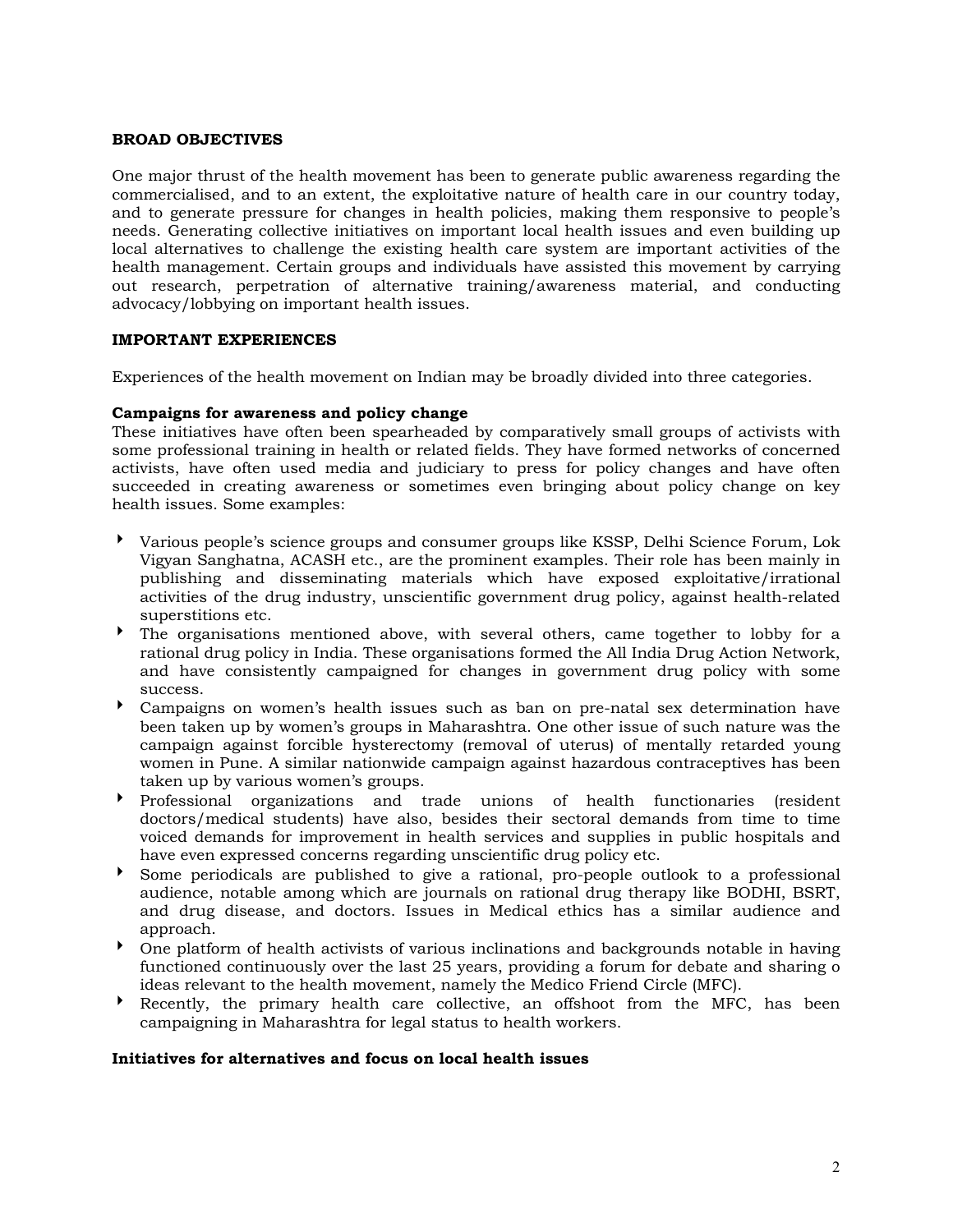**BROAD OBJECTIVES**

One major thrust of the health movement has been to generate public awareness regarding the commercialised, and to an extent, the exploitative nature of health care in our country today, and to generate pressure for changes in health policies, making them responsive to people's needs. Generating collective initiatives on important local health issues and even building up local alternatives to challenge the existing health care system are important activities of the health management. Certain groups and individuals have assisted this movement by carrying out research, perpetration of alternative training/awareness material, and conducting advocacy/lobbying on important health issues.

**IMPORTANT EXPERIENCES**

Experiences of the health movement on Indian may be broadly divided into three categories.

**Campaigns for awareness and policy change**

These initiatives have often been spearheaded by comparatively small groups of activists with some professional training in health or related fields. They have formed networks of concerned activists, have often used media and judiciary to press for policy changes and have often succeeded in creating awareness or sometimes even bringing about policy change on key health issues. Some examples:

- Various people's science groups and consumer groups like KSSP, Delhi Science Forum, Lok Vigyan Sanghatna, ACASH etc., are the prominent examples. Their role has been mainly in publishing and disseminating materials which have exposed exploitative/irrational activities of the drug industry, unscientific government drug policy, against health-related superstitions etc.
- The organisations mentioned above, with several others, came together to lobby for a rational drug policy in India. These organisations formed the All India Drug Action Network, and have consistently campaigned for changes in government drug policy with some success.
- Campaigns on women's health issues such as ban on pre-natal sex determination have been taken up by women's groups in Maharashtra. One other issue of such nature was the campaign against forcible hysterectomy (removal of uterus) of mentally retarded young women in Pune. A similar nationwide campaign against hazardous contraceptives has been taken up by various women's groups.
- Professional organizations and trade unions of health functionaries (resident doctors/medical students) have also, besides their sectoral demands from time to time voiced demands for improvement in health services and supplies in public hospitals and have even expressed concerns regarding unscientific drug policy etc.
- Some periodicals are published to give a rational, pro-people outlook to a professional audience, notable among which are journals on rational drug therapy like BODHI, BSRT, and drug disease, and doctors. Issues in Medical ethics has a similar audience and approach.
- One platform of health activists of various inclinations and backgrounds notable in having functioned continuously over the last 25 years, providing a forum for debate and sharing o ideas relevant to the health movement, namely the Medico Friend Circle (MFC).
- Recently, the primary health care collective, an offshoot from the MFC, has been campaigning in Maharashtra for legal status to health workers.

**Initiatives for alternatives and focus on local health issues**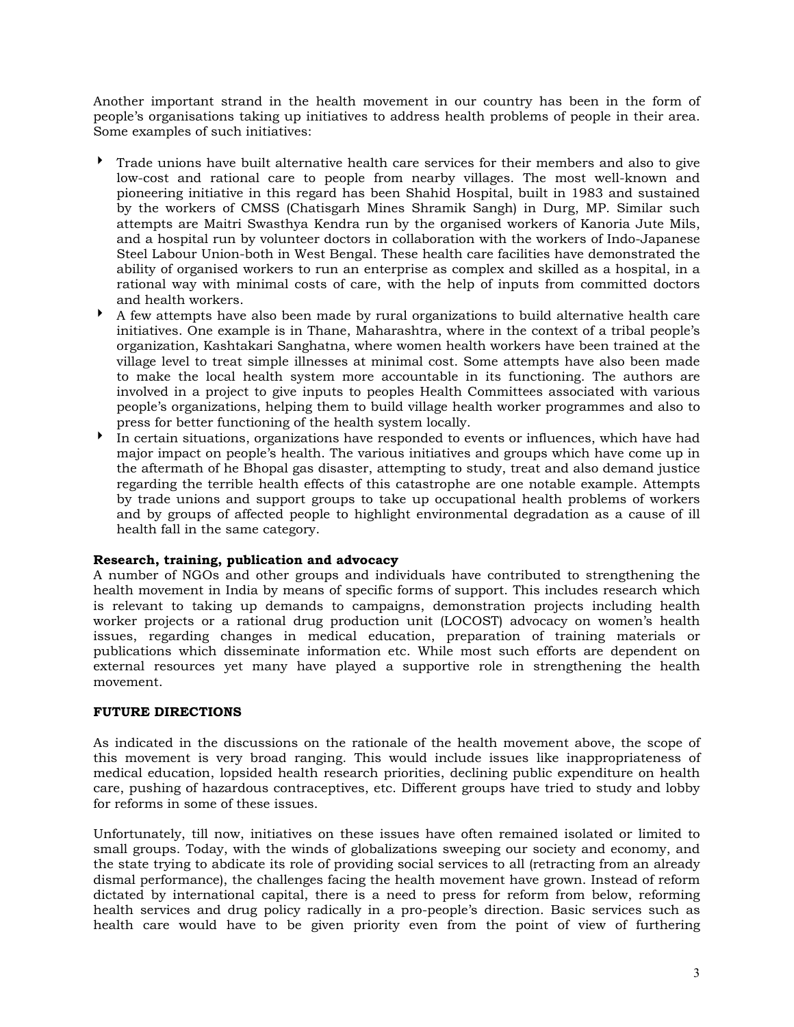Another important strand in the health movement in our country has been in the form of people's organisations taking up initiatives to address health problems of people in their area. Some examples of such initiatives:

- Trade unions have built alternative health care services for their members and also to give low-cost and rational care to people from nearby villages. The most well-known and pioneering initiative in this regard has been Shahid Hospital, built in 1983 and sustained by the workers of CMSS (Chatisgarh Mines Shramik Sangh) in Durg, MP. Similar such attempts are Maitri Swasthya Kendra run by the organised workers of Kanoria Jute Mils, and a hospital run by volunteer doctors in collaboration with the workers of Indo-Japanese Steel Labour Union-both in West Bengal. These health care facilities have demonstrated the ability of organised workers to run an enterprise as complex and skilled as a hospital, in a rational way with minimal costs of care, with the help of inputs from committed doctors and health workers.
- A few attempts have also been made by rural organizations to build alternative health care initiatives. One example is in Thane, Maharashtra, where in the context of a tribal people's organization, Kashtakari Sanghatna, where women health workers have been trained at the village level to treat simple illnesses at minimal cost. Some attempts have also been made to make the local health system more accountable in its functioning. The authors are involved in a project to give inputs to peoples Health Committees associated with various people's organizations, helping them to build village health worker programmes and also to press for better functioning of the health system locally.
- In certain situations, organizations have responded to events or influences, which have had major impact on people's health. The various initiatives and groups which have come up in the aftermath of he Bhopal gas disaster, attempting to study, treat and also demand justice regarding the terrible health effects of this catastrophe are one notable example. Attempts by trade unions and support groups to take up occupational health problems of workers and by groups of affected people to highlight environmental degradation as a cause of ill health fall in the same category.

**Research, training, publication and advocacy**

A number of NGOs and other groups and individuals have contributed to strengthening the health movement in India by means of specific forms of support. This includes research which is relevant to taking up demands to campaigns, demonstration projects including health worker projects or a rational drug production unit (LOCOST) advocacy on women's health issues, regarding changes in medical education, preparation of training materials or publications which disseminate information etc. While most such efforts are dependent on external resources yet many have played a supportive role in strengthening the health movement.

**FUTURE DIRECTIONS**

As indicated in the discussions on the rationale of the health movement above, the scope of this movement is very broad ranging. This would include issues like inappropriateness of medical education, lopsided health research priorities, declining public expenditure on health care, pushing of hazardous contraceptives, etc. Different groups have tried to study and lobby for reforms in some of these issues.

Unfortunately, till now, initiatives on these issues have often remained isolated or limited to small groups. Today, with the winds of globalizations sweeping our society and economy, and the state trying to abdicate its role of providing social services to all (retracting from an already dismal performance), the challenges facing the health movement have grown. Instead of reform dictated by international capital, there is a need to press for reform from below, reforming health services and drug policy radically in a pro-people's direction. Basic services such as health care would have to be given priority even from the point of view of furthering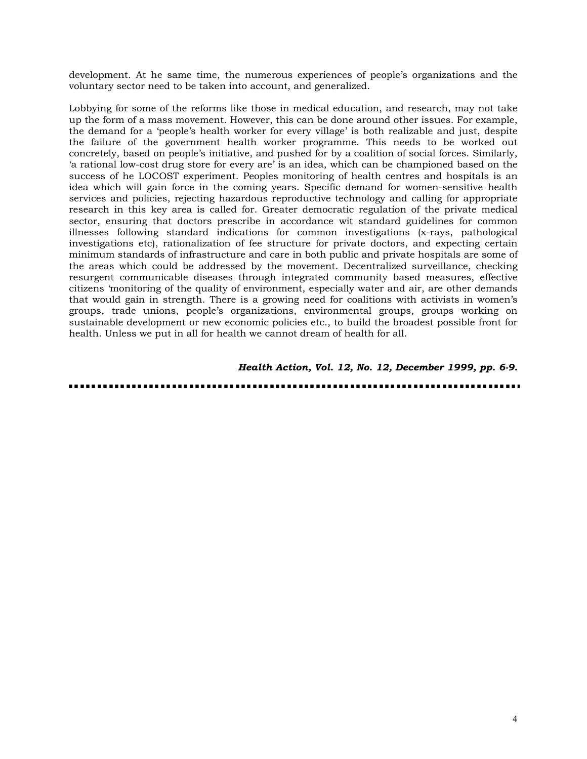development. At he same time, the numerous experiences of people's organizations and the voluntary sector need to be taken into account, and generalized.

Lobbying for some of the reforms like those in medical education, and research, may not take up the form of a mass movement. However, this can be done around other issues. For example, the demand for a 'people's health worker for every village' is both realizable and just, despite the failure of the government health worker programme. This needs to be worked out concretely, based on people's initiative, and pushed for by a coalition of social forces. Similarly, 'a rational low-cost drug store for every are' is an idea, which can be championed based on the success of he LOCOST experiment. Peoples monitoring of health centres and hospitals is an idea which will gain force in the coming years. Specific demand for women-sensitive health services and policies, rejecting hazardous reproductive technology and calling for appropriate research in this key area is called for. Greater democratic regulation of the private medical sector, ensuring that doctors prescribe in accordance wit standard guidelines for common illnesses following standard indications for common investigations (x-rays, pathological investigations etc), rationalization of fee structure for private doctors, and expecting certain minimum standards of infrastructure and care in both public and private hospitals are some of the areas which could be addressed by the movement. Decentralized surveillance, checking resurgent communicable diseases through integrated community based measures, effective citizens 'monitoring of the quality of environment, especially water and air, are other demands that would gain in strength. There is a growing need for coalitions with activists in women's groups, trade unions, people's organizations, environmental groups, groups working on sustainable development or new economic policies etc., to build the broadest possible front for health. Unless we put in all for health we cannot dream of health for all.

***Health Action, Vol. 12, No. 12, December 1999, pp. 6-9.***